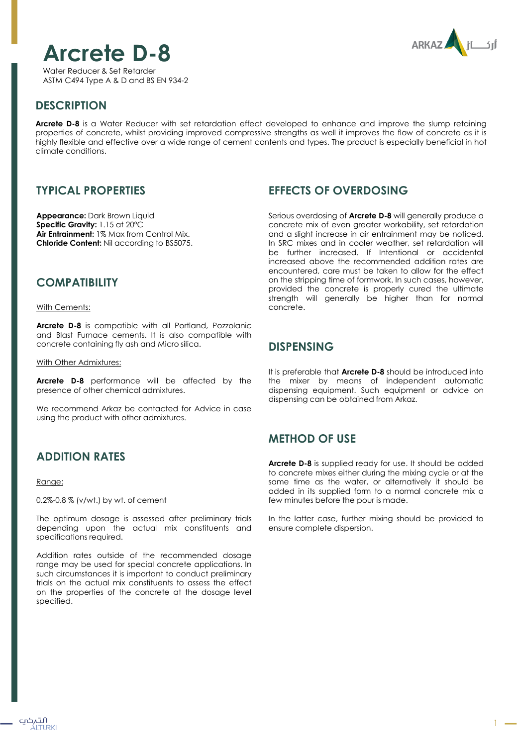# Arcrete D-8

Water Reducer & Set Retarder
ASTM C494 Type A & D and BS EN 934-2

## DESCRIPTION

**Arcrete D-8** is a Water Reducer with set retardation effect developed to enhance and improve the slump retaining properties of concrete, whilst providing improved compressive strengths as well it improves the flow of concrete as it is highly flexible and effective over a wide range of cement contents and types. The product is especially beneficial in hot climate conditions.

## TYPICAL PROPERTIES

**Appearance:** Dark Brown Liquid
**Specific Gravity:** 1.15 at 20°C
**Air Entrainment:** 1% Max from Control Mix.
**Chloride Content:** Nil according to BS5075.

## COMPATIBILITY

With Cements:

**Arcrete D-8** is compatible with all Portland, Pozzolanic and Blast Furnace cements. It is also compatible with concrete containing fly ash and Micro silica.

With Other Admixtures:

**Arcrete D-8** performance will be affected by the presence of other chemical admixtures.

We recommend Arkaz be contacted for Advice in case using the product with other admixtures.

## ADDITION RATES

Range:

0.2%-0.8 % (v/wt.) by wt. of cement

The optimum dosage is assessed after preliminary trials depending upon the actual mix constituents and specifications required.

Addition rates outside of the recommended dosage range may be used for special concrete applications. In such circumstances it is important to conduct preliminary trials on the actual mix constituents to assess the effect on the properties of the concrete at the dosage level specified.

## EFFECTS OF OVERDOSING

Serious overdosing of **Arcrete D-8** will generally produce a concrete mix of even greater workability, set retardation and a slight increase in air entrainment may be noticed. In SRC mixes and in cooler weather, set retardation will be further increased. If Intentional or accidental increased above the recommended addition rates are encountered, care must be taken to allow for the effect on the stripping time of formwork. In such cases, however, provided the concrete is properly cured the ultimate strength will generally be higher than for normal concrete.

## DISPENSING

It is preferable that **Arcrete D-8** should be introduced into the mixer by means of independent automatic dispensing equipment. Such equipment or advice on dispensing can be obtained from Arkaz.

## METHOD OF USE

**Arcrete D-8** is supplied ready for use. It should be added to concrete mixes either during the mixing cycle or at the same time as the water, or alternatively it should be added in its supplied form to a normal concrete mix a few minutes before the pour is made.

In the latter case, further mixing should be provided to ensure complete dispersion.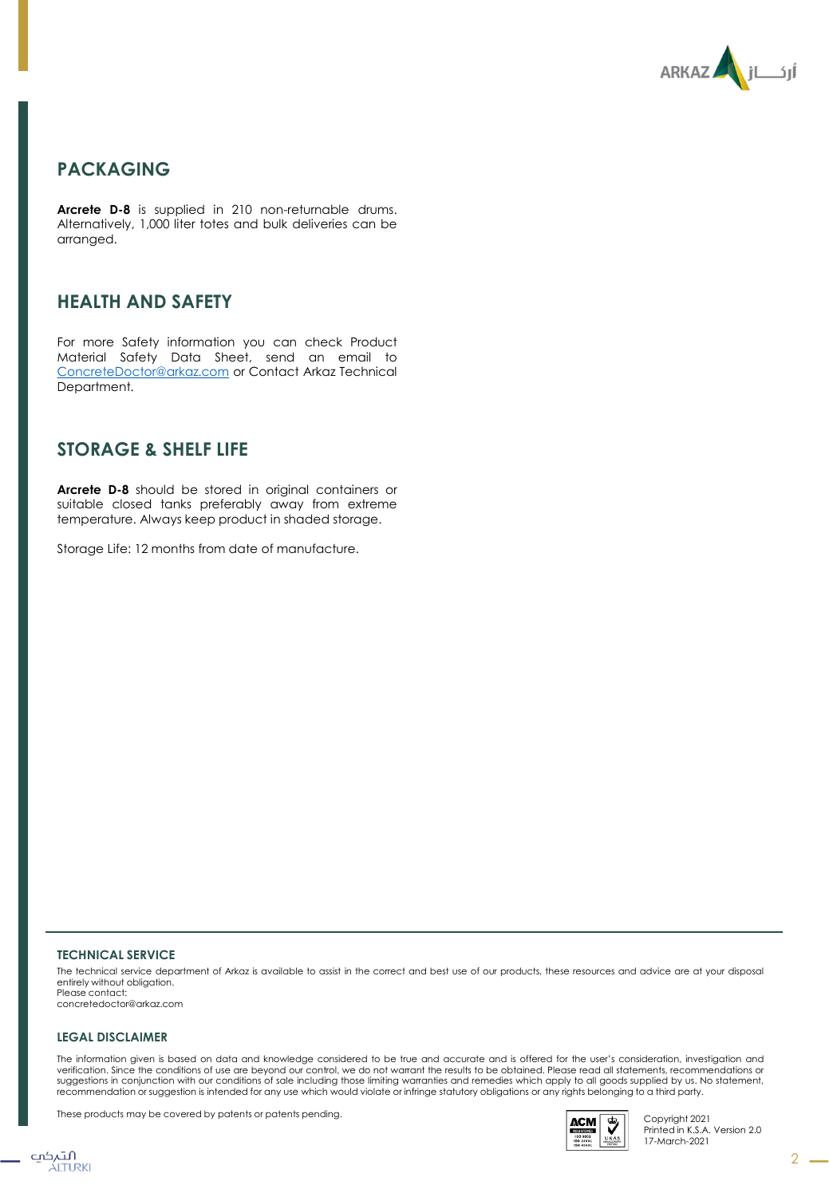## PACKAGING

**Arcrete D-8** is supplied in 210 non-returnable drums. Alternatively, 1,000 liter totes and bulk deliveries can be arranged.

## HEALTH AND SAFETY

For more Safety information you can check Product Material Safety Data Sheet, send an email to ConcreteDoctor@arkaz.com or Contact Arkaz Technical Department.

## STORAGE & SHELF LIFE

**Arcrete D-8** should be stored in original containers or suitable closed tanks preferably away from extreme temperature. Always keep product in shaded storage.

Storage Life: 12 months from date of manufacture.

### TECHNICAL SERVICE

The technical service department of Arkaz is available to assist in the correct and best use of our products, these resources and advice are at your disposal entirely without obligation.
Please contact:
concretedoctor@arkaz.com

### LEGAL DISCLAIMER

The information given is based on data and knowledge considered to be true and accurate and is offered for the user's consideration, investigation and verification. Since the conditions of use are beyond our control, we do not warrant the results to be obtained. Please read all statements, recommendations or suggestions in conjunction with our conditions of sale including those limiting warranties and remedies which apply to all goods supplied by us. No statement, recommendation or suggestion is intended for any use which would violate or infringe statutory obligations or any rights belonging to a third party.

These products may be covered by patents or patents pending.

Copyright 2021
Printed in K.S.A. Version 2.0
17-March-2021